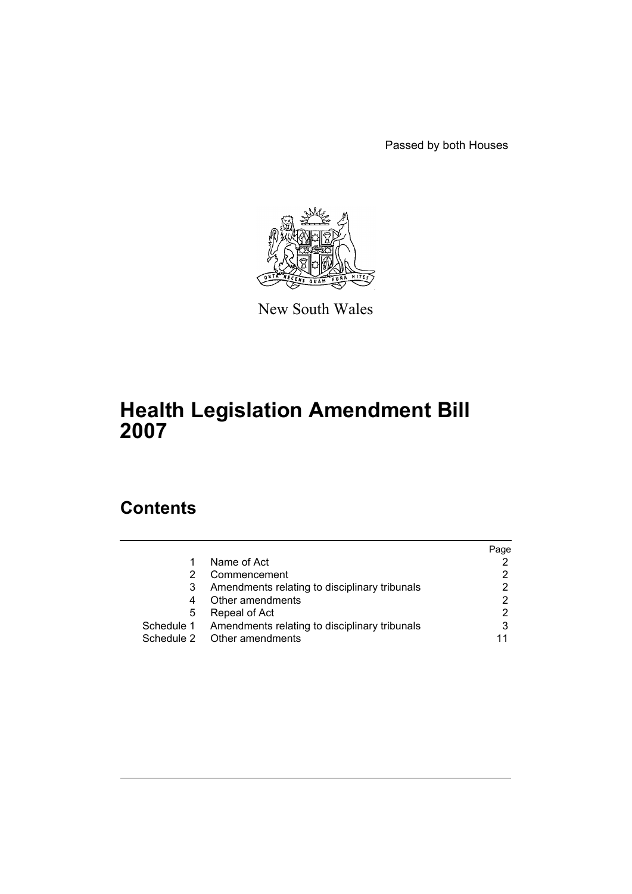Passed by both Houses

New South Wales

# Health Legislation Amendment Bill 2007

## Contents

| | | Page |
|---|---|---|
| 1 | Name of Act | 2 |
| 2 | Commencement | 2 |
| 3 | Amendments relating to disciplinary tribunals | 2 |
| 4 | Other amendments | 2 |
| 5 | Repeal of Act | 2 |
| Schedule 1 | Amendments relating to disciplinary tribunals | 3 |
| Schedule 2 | Other amendments | 11 |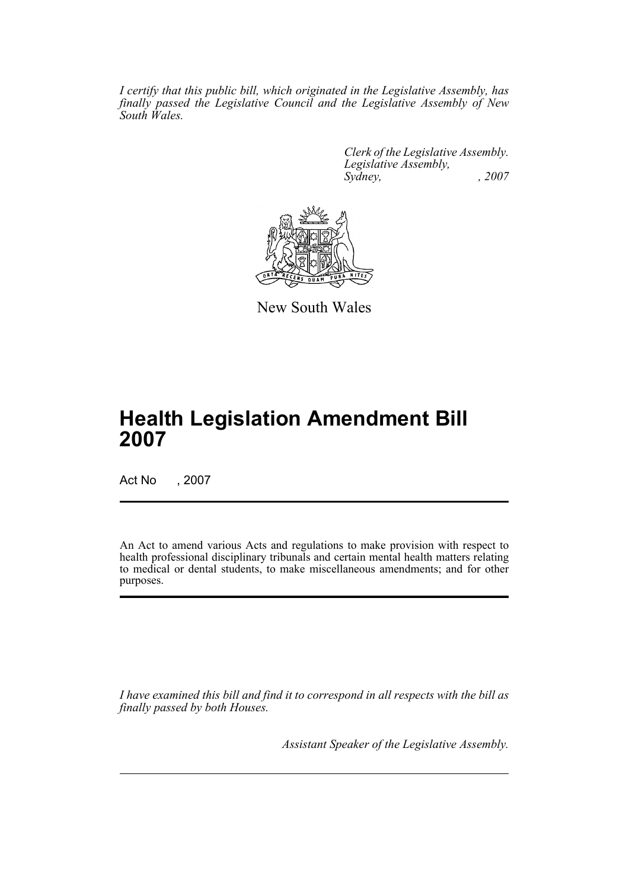*I certify that this public bill, which originated in the Legislative Assembly, has finally passed the Legislative Council and the Legislative Assembly of New South Wales.*

*Clerk of the Legislative Assembly.*
*Legislative Assembly,*
*Sydney, , 2007*

New South Wales

# Health Legislation Amendment Bill 2007

Act No , 2007

An Act to amend various Acts and regulations to make provision with respect to health professional disciplinary tribunals and certain mental health matters relating to medical or dental students, to make miscellaneous amendments; and for other purposes.

*I have examined this bill and find it to correspond in all respects with the bill as finally passed by both Houses.*

*Assistant Speaker of the Legislative Assembly.*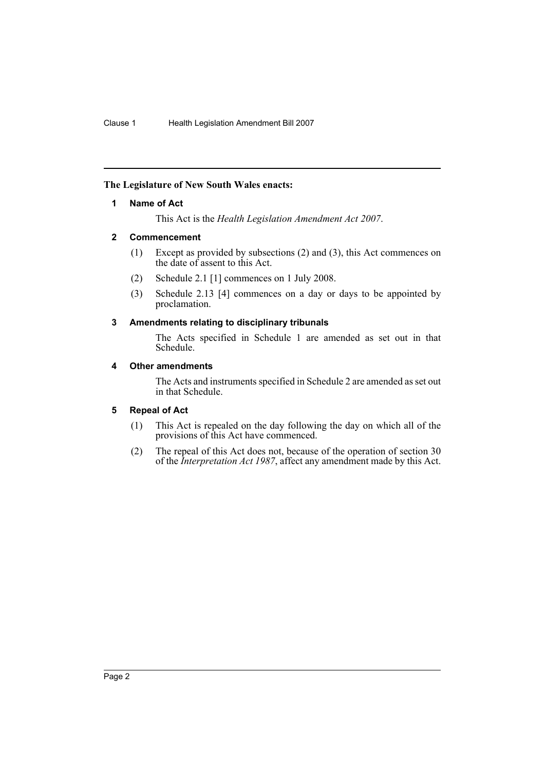**The Legislature of New South Wales enacts:**

## 1 Name of Act

This Act is the *Health Legislation Amendment Act 2007*.

## 2 Commencement

(1) Except as provided by subsections (2) and (3), this Act commences on the date of assent to this Act.

(2) Schedule 2.1 [1] commences on 1 July 2008.

(3) Schedule 2.13 [4] commences on a day or days to be appointed by proclamation.

## 3 Amendments relating to disciplinary tribunals

The Acts specified in Schedule 1 are amended as set out in that Schedule.

## 4 Other amendments

The Acts and instruments specified in Schedule 2 are amended as set out in that Schedule.

## 5 Repeal of Act

(1) This Act is repealed on the day following the day on which all of the provisions of this Act have commenced.

(2) The repeal of this Act does not, because of the operation of section 30 of the *Interpretation Act 1987*, affect any amendment made by this Act.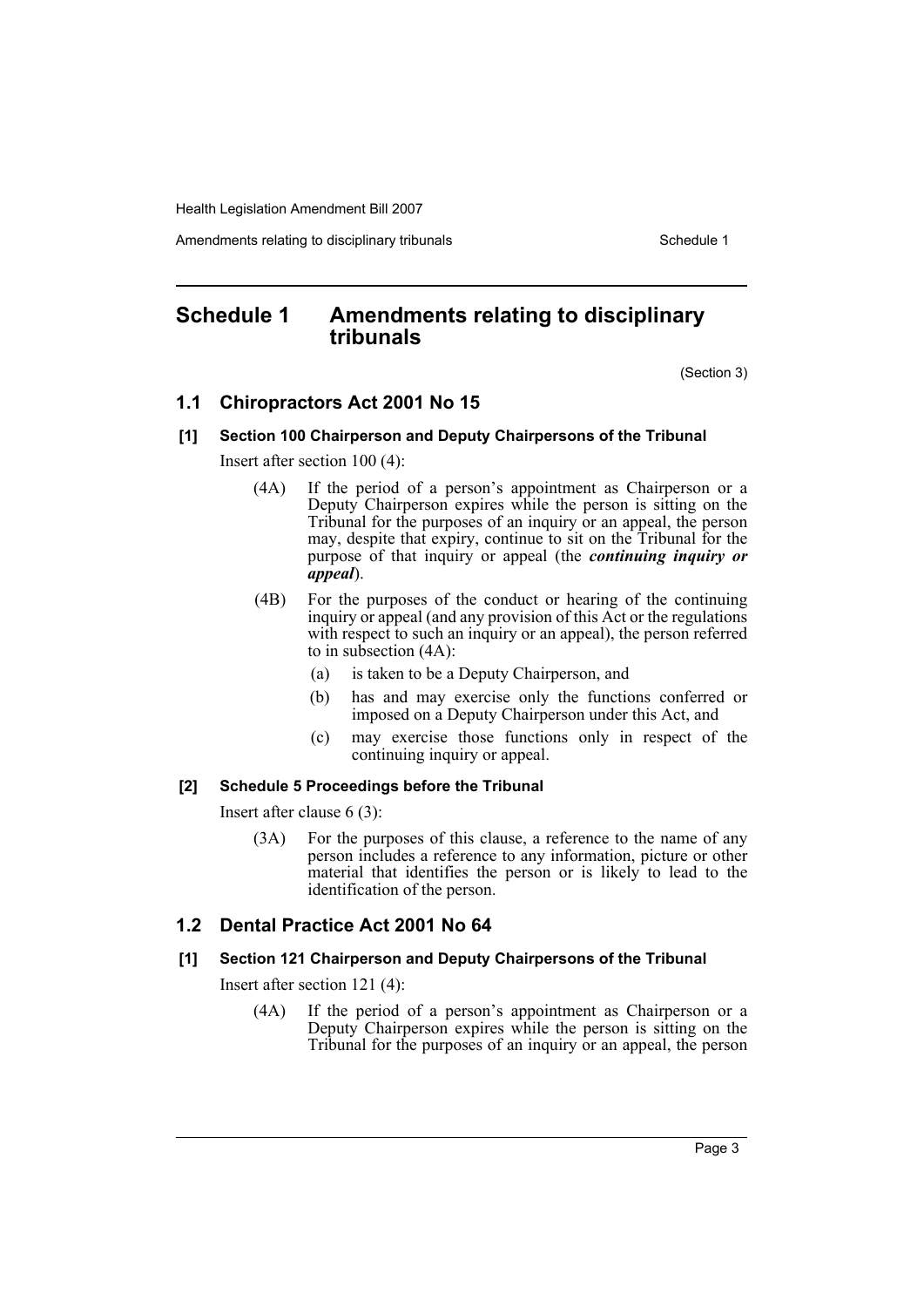# Schedule 1 Amendments relating to disciplinary tribunals

(Section 3)

## 1.1 Chiropractors Act 2001 No 15

### [1] Section 100 Chairperson and Deputy Chairpersons of the Tribunal

Insert after section 100 (4):

(4A) If the period of a person's appointment as Chairperson or a Deputy Chairperson expires while the person is sitting on the Tribunal for the purposes of an inquiry or an appeal, the person may, despite that expiry, continue to sit on the Tribunal for the purpose of that inquiry or appeal (the ***continuing inquiry or appeal***).

(4B) For the purposes of the conduct or hearing of the continuing inquiry or appeal (and any provision of this Act or the regulations with respect to such an inquiry or an appeal), the person referred to in subsection (4A):

- (a) is taken to be a Deputy Chairperson, and
- (b) has and may exercise only the functions conferred or imposed on a Deputy Chairperson under this Act, and
- (c) may exercise those functions only in respect of the continuing inquiry or appeal.

### [2] Schedule 5 Proceedings before the Tribunal

Insert after clause 6 (3):

(3A) For the purposes of this clause, a reference to the name of any person includes a reference to any information, picture or other material that identifies the person or is likely to lead to the identification of the person.

## 1.2 Dental Practice Act 2001 No 64

### [1] Section 121 Chairperson and Deputy Chairpersons of the Tribunal

Insert after section 121 (4):

(4A) If the period of a person's appointment as Chairperson or a Deputy Chairperson expires while the person is sitting on the Tribunal for the purposes of an inquiry or an appeal, the person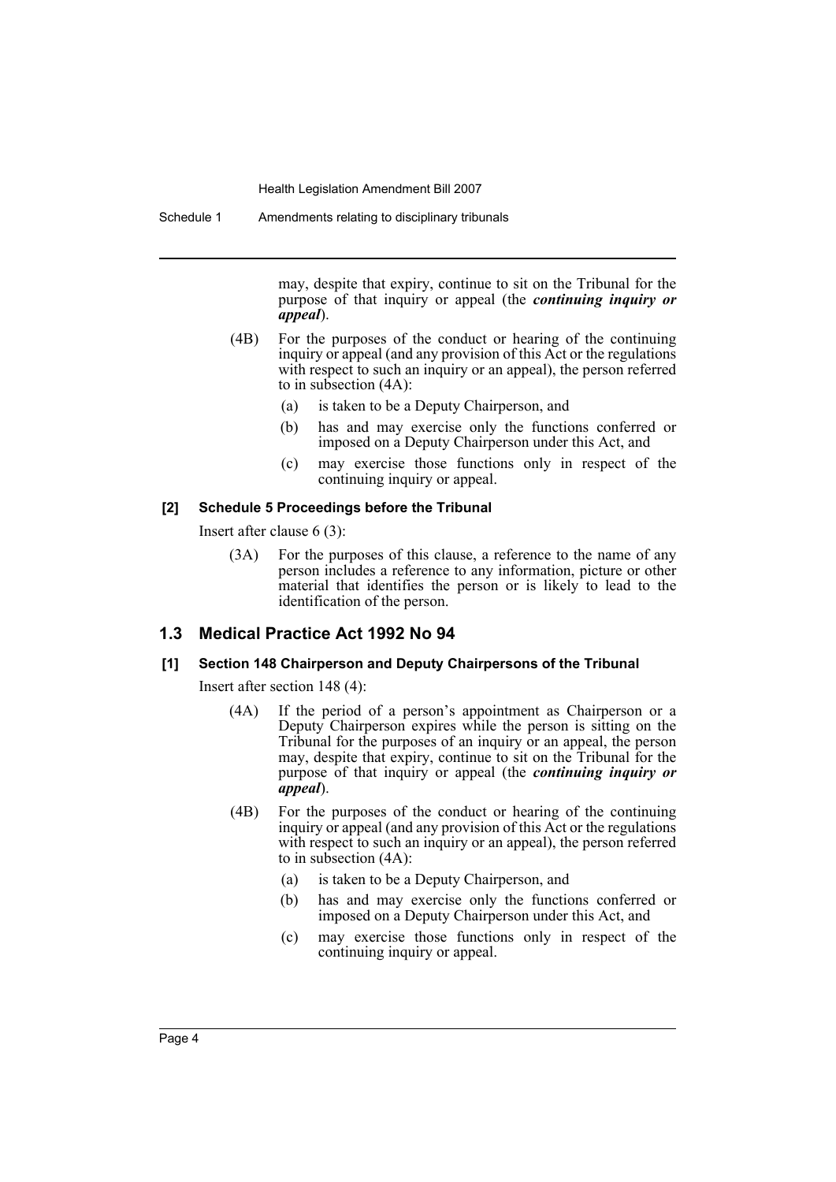may, despite that expiry, continue to sit on the Tribunal for the purpose of that inquiry or appeal (the ***continuing inquiry or appeal***).

(4B) For the purposes of the conduct or hearing of the continuing inquiry or appeal (and any provision of this Act or the regulations with respect to such an inquiry or an appeal), the person referred to in subsection (4A):

(a) is taken to be a Deputy Chairperson, and

(b) has and may exercise only the functions conferred or imposed on a Deputy Chairperson under this Act, and

(c) may exercise those functions only in respect of the continuing inquiry or appeal.

#### [2] Schedule 5 Proceedings before the Tribunal

Insert after clause 6 (3):

(3A) For the purposes of this clause, a reference to the name of any person includes a reference to any information, picture or other material that identifies the person or is likely to lead to the identification of the person.

## 1.3 Medical Practice Act 1992 No 94

#### [1] Section 148 Chairperson and Deputy Chairpersons of the Tribunal

Insert after section 148 (4):

(4A) If the period of a person's appointment as Chairperson or a Deputy Chairperson expires while the person is sitting on the Tribunal for the purposes of an inquiry or an appeal, the person may, despite that expiry, continue to sit on the Tribunal for the purpose of that inquiry or appeal (the ***continuing inquiry or appeal***).

(4B) For the purposes of the conduct or hearing of the continuing inquiry or appeal (and any provision of this Act or the regulations with respect to such an inquiry or an appeal), the person referred to in subsection (4A):

(a) is taken to be a Deputy Chairperson, and

(b) has and may exercise only the functions conferred or imposed on a Deputy Chairperson under this Act, and

(c) may exercise those functions only in respect of the continuing inquiry or appeal.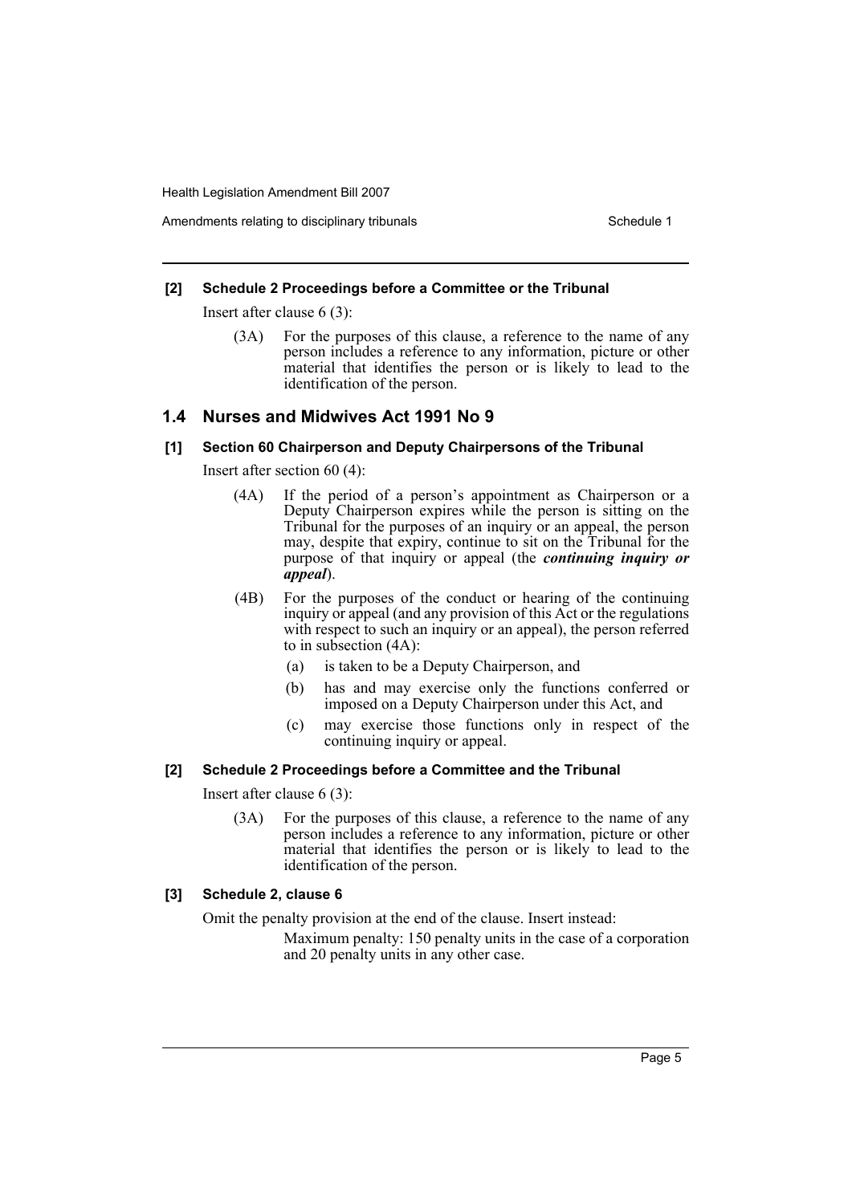#### [2] Schedule 2 Proceedings before a Committee or the Tribunal

Insert after clause 6 (3):

> (3A) For the purposes of this clause, a reference to the name of any person includes a reference to any information, picture or other material that identifies the person or is likely to lead to the identification of the person.

## 1.4 Nurses and Midwives Act 1991 No 9

#### [1] Section 60 Chairperson and Deputy Chairpersons of the Tribunal

Insert after section 60 (4):

> (4A) If the period of a person's appointment as Chairperson or a Deputy Chairperson expires while the person is sitting on the Tribunal for the purposes of an inquiry or an appeal, the person may, despite that expiry, continue to sit on the Tribunal for the purpose of that inquiry or appeal (the ***continuing inquiry or appeal***).
>
> (4B) For the purposes of the conduct or hearing of the continuing inquiry or appeal (and any provision of this Act or the regulations with respect to such an inquiry or an appeal), the person referred to in subsection (4A):
>
> (a) is taken to be a Deputy Chairperson, and
>
> (b) has and may exercise only the functions conferred or imposed on a Deputy Chairperson under this Act, and
>
> (c) may exercise those functions only in respect of the continuing inquiry or appeal.

#### [2] Schedule 2 Proceedings before a Committee and the Tribunal

Insert after clause 6 (3):

> (3A) For the purposes of this clause, a reference to the name of any person includes a reference to any information, picture or other material that identifies the person or is likely to lead to the identification of the person.

#### [3] Schedule 2, clause 6

Omit the penalty provision at the end of the clause. Insert instead:

> Maximum penalty: 150 penalty units in the case of a corporation and 20 penalty units in any other case.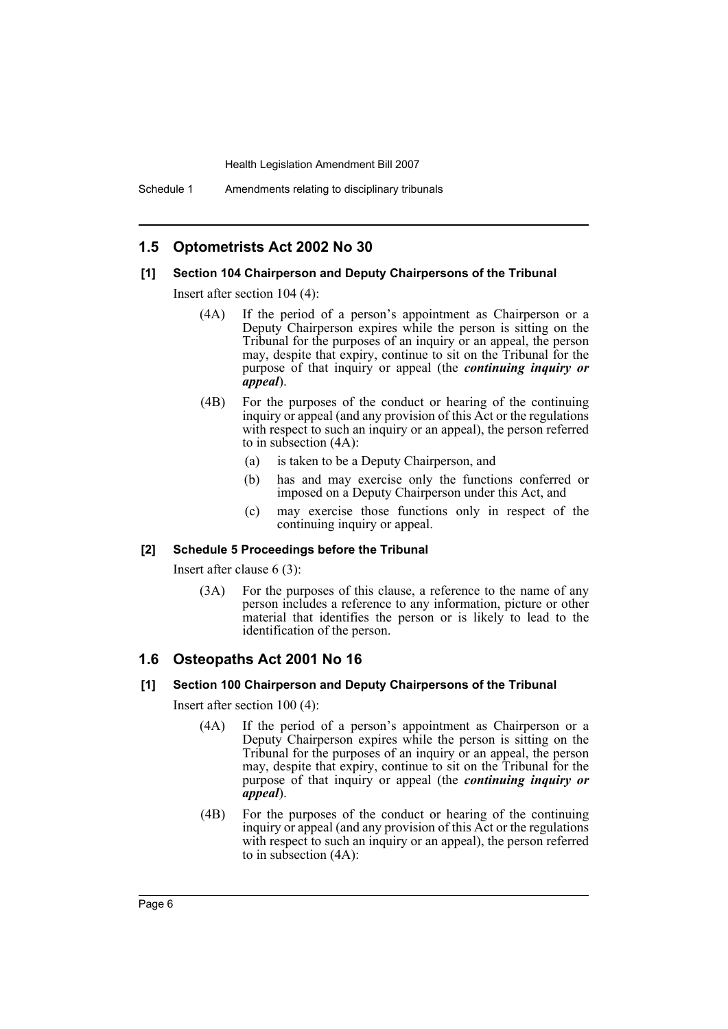## 1.5 Optometrists Act 2002 No 30

### [1] Section 104 Chairperson and Deputy Chairpersons of the Tribunal

Insert after section 104 (4):

(4A) If the period of a person's appointment as Chairperson or a Deputy Chairperson expires while the person is sitting on the Tribunal for the purposes of an inquiry or an appeal, the person may, despite that expiry, continue to sit on the Tribunal for the purpose of that inquiry or appeal (the ***continuing inquiry or appeal***).

(4B) For the purposes of the conduct or hearing of the continuing inquiry or appeal (and any provision of this Act or the regulations with respect to such an inquiry or an appeal), the person referred to in subsection (4A):

- (a) is taken to be a Deputy Chairperson, and
- (b) has and may exercise only the functions conferred or imposed on a Deputy Chairperson under this Act, and
- (c) may exercise those functions only in respect of the continuing inquiry or appeal.

### [2] Schedule 5 Proceedings before the Tribunal

Insert after clause 6 (3):

(3A) For the purposes of this clause, a reference to the name of any person includes a reference to any information, picture or other material that identifies the person or is likely to lead to the identification of the person.

## 1.6 Osteopaths Act 2001 No 16

### [1] Section 100 Chairperson and Deputy Chairpersons of the Tribunal

Insert after section 100 (4):

(4A) If the period of a person's appointment as Chairperson or a Deputy Chairperson expires while the person is sitting on the Tribunal for the purposes of an inquiry or an appeal, the person may, despite that expiry, continue to sit on the Tribunal for the purpose of that inquiry or appeal (the ***continuing inquiry or appeal***).

(4B) For the purposes of the conduct or hearing of the continuing inquiry or appeal (and any provision of this Act or the regulations with respect to such an inquiry or an appeal), the person referred to in subsection (4A):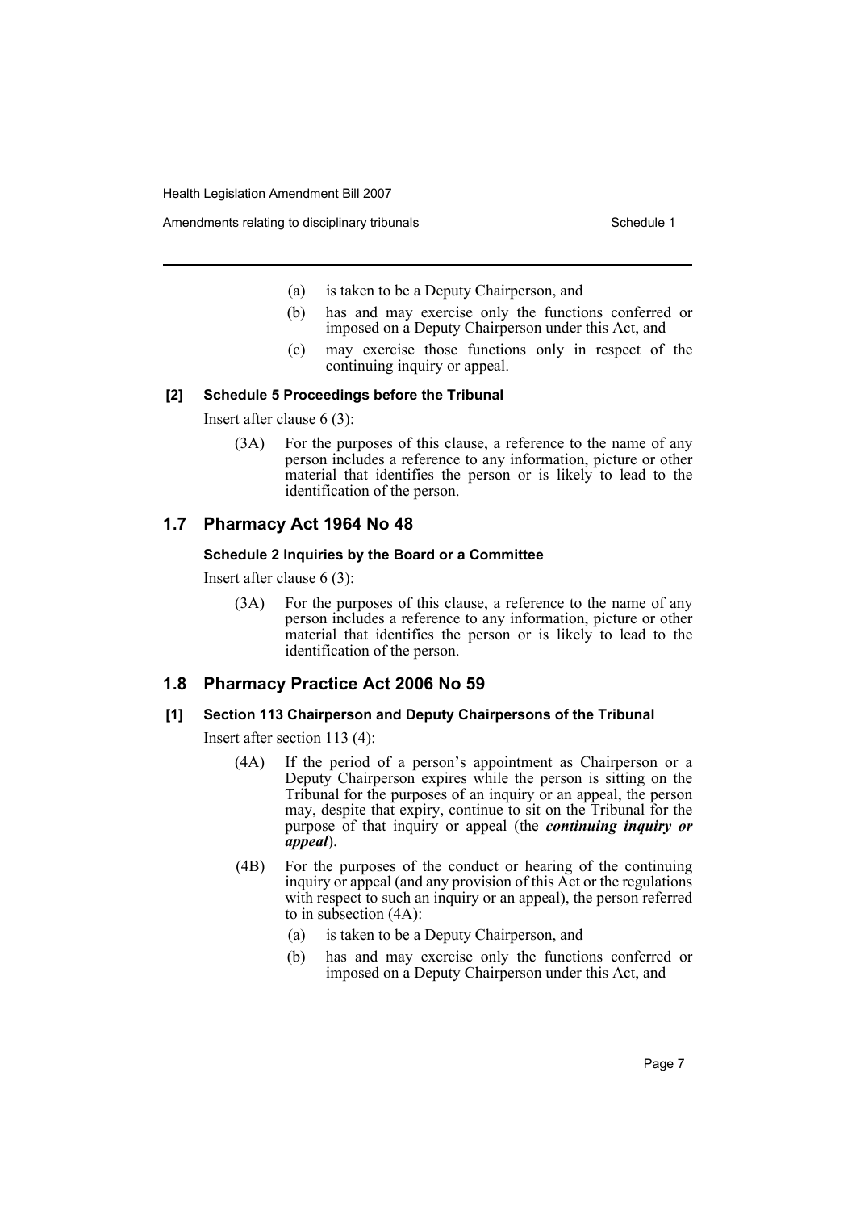(a) is taken to be a Deputy Chairperson, and

(b) has and may exercise only the functions conferred or imposed on a Deputy Chairperson under this Act, and

(c) may exercise those functions only in respect of the continuing inquiry or appeal.

#### [2] Schedule 5 Proceedings before the Tribunal

Insert after clause 6 (3):

(3A) For the purposes of this clause, a reference to the name of any person includes a reference to any information, picture or other material that identifies the person or is likely to lead to the identification of the person.

## 1.7 Pharmacy Act 1964 No 48

#### Schedule 2 Inquiries by the Board or a Committee

Insert after clause 6 (3):

(3A) For the purposes of this clause, a reference to the name of any person includes a reference to any information, picture or other material that identifies the person or is likely to lead to the identification of the person.

## 1.8 Pharmacy Practice Act 2006 No 59

#### [1] Section 113 Chairperson and Deputy Chairpersons of the Tribunal

Insert after section 113 (4):

(4A) If the period of a person's appointment as Chairperson or a Deputy Chairperson expires while the person is sitting on the Tribunal for the purposes of an inquiry or an appeal, the person may, despite that expiry, continue to sit on the Tribunal for the purpose of that inquiry or appeal (the ***continuing inquiry or appeal***).

(4B) For the purposes of the conduct or hearing of the continuing inquiry or appeal (and any provision of this Act or the regulations with respect to such an inquiry or an appeal), the person referred to in subsection (4A):

(a) is taken to be a Deputy Chairperson, and

(b) has and may exercise only the functions conferred or imposed on a Deputy Chairperson under this Act, and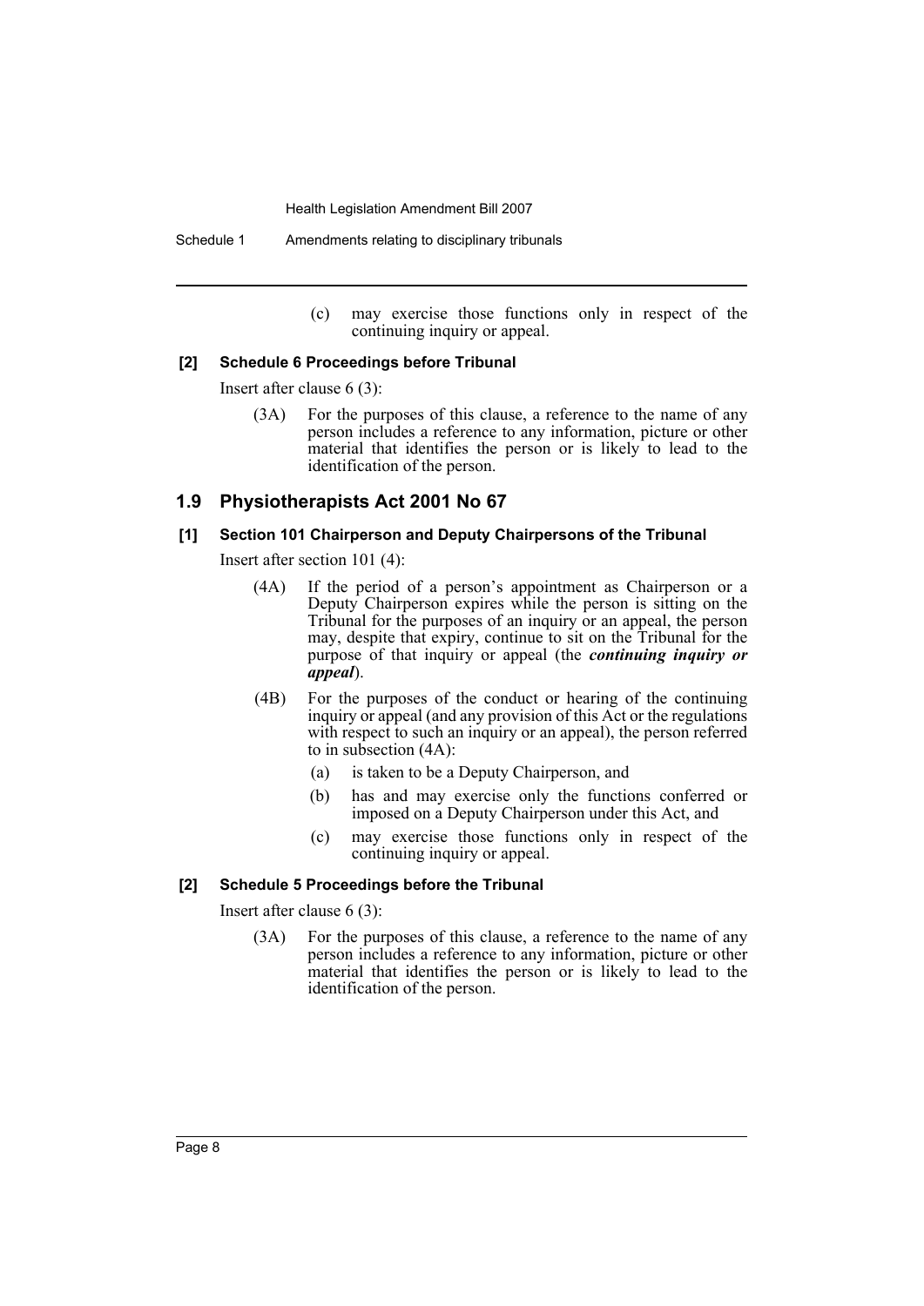(c) may exercise those functions only in respect of the continuing inquiry or appeal.

#### [2] Schedule 6 Proceedings before Tribunal

Insert after clause 6 (3):

(3A) For the purposes of this clause, a reference to the name of any person includes a reference to any information, picture or other material that identifies the person or is likely to lead to the identification of the person.

## 1.9 Physiotherapists Act 2001 No 67

#### [1] Section 101 Chairperson and Deputy Chairpersons of the Tribunal

Insert after section 101 (4):

(4A) If the period of a person's appointment as Chairperson or a Deputy Chairperson expires while the person is sitting on the Tribunal for the purposes of an inquiry or an appeal, the person may, despite that expiry, continue to sit on the Tribunal for the purpose of that inquiry or appeal (the ***continuing inquiry or appeal***).

(4B) For the purposes of the conduct or hearing of the continuing inquiry or appeal (and any provision of this Act or the regulations with respect to such an inquiry or an appeal), the person referred to in subsection (4A):

(a) is taken to be a Deputy Chairperson, and

(b) has and may exercise only the functions conferred or imposed on a Deputy Chairperson under this Act, and

(c) may exercise those functions only in respect of the continuing inquiry or appeal.

#### [2] Schedule 5 Proceedings before the Tribunal

Insert after clause 6 (3):

(3A) For the purposes of this clause, a reference to the name of any person includes a reference to any information, picture or other material that identifies the person or is likely to lead to the identification of the person.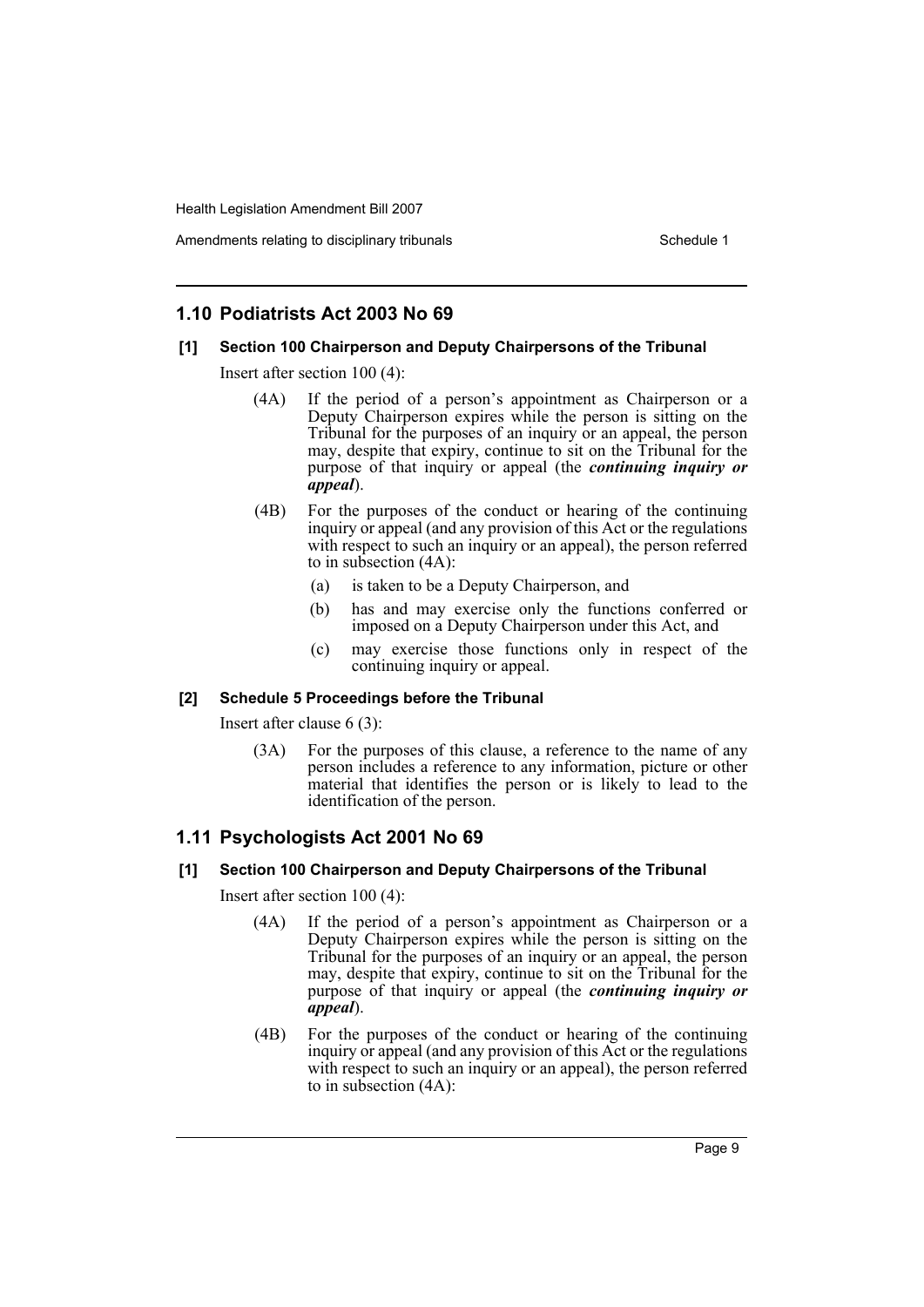## 1.10 Podiatrists Act 2003 No 69

### [1] Section 100 Chairperson and Deputy Chairpersons of the Tribunal

Insert after section 100 (4):

> (4A) If the period of a person's appointment as Chairperson or a Deputy Chairperson expires while the person is sitting on the Tribunal for the purposes of an inquiry or an appeal, the person may, despite that expiry, continue to sit on the Tribunal for the purpose of that inquiry or appeal (the ***continuing inquiry or appeal***).
>
> (4B) For the purposes of the conduct or hearing of the continuing inquiry or appeal (and any provision of this Act or the regulations with respect to such an inquiry or an appeal), the person referred to in subsection (4A):
>
> (a) is taken to be a Deputy Chairperson, and
>
> (b) has and may exercise only the functions conferred or imposed on a Deputy Chairperson under this Act, and
>
> (c) may exercise those functions only in respect of the continuing inquiry or appeal.

### [2] Schedule 5 Proceedings before the Tribunal

Insert after clause 6 (3):

> (3A) For the purposes of this clause, a reference to the name of any person includes a reference to any information, picture or other material that identifies the person or is likely to lead to the identification of the person.

## 1.11 Psychologists Act 2001 No 69

### [1] Section 100 Chairperson and Deputy Chairpersons of the Tribunal

Insert after section 100 (4):

> (4A) If the period of a person's appointment as Chairperson or a Deputy Chairperson expires while the person is sitting on the Tribunal for the purposes of an inquiry or an appeal, the person may, despite that expiry, continue to sit on the Tribunal for the purpose of that inquiry or appeal (the ***continuing inquiry or appeal***).
>
> (4B) For the purposes of the conduct or hearing of the continuing inquiry or appeal (and any provision of this Act or the regulations with respect to such an inquiry or an appeal), the person referred to in subsection (4A):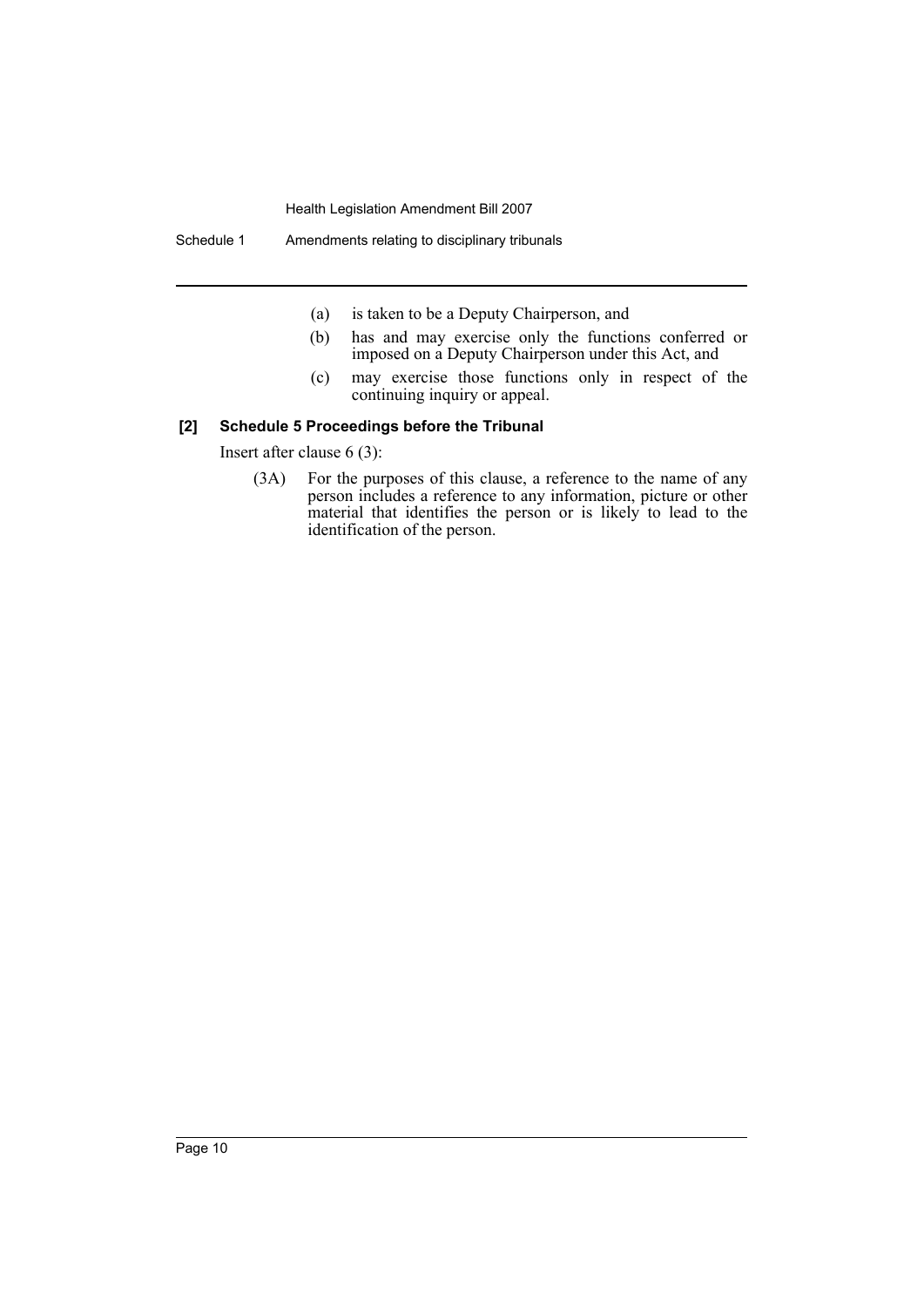(a) is taken to be a Deputy Chairperson, and

(b) has and may exercise only the functions conferred or imposed on a Deputy Chairperson under this Act, and

(c) may exercise those functions only in respect of the continuing inquiry or appeal.

**[2] Schedule 5 Proceedings before the Tribunal**

Insert after clause 6 (3):

(3A) For the purposes of this clause, a reference to the name of any person includes a reference to any information, picture or other material that identifies the person or is likely to lead to the identification of the person.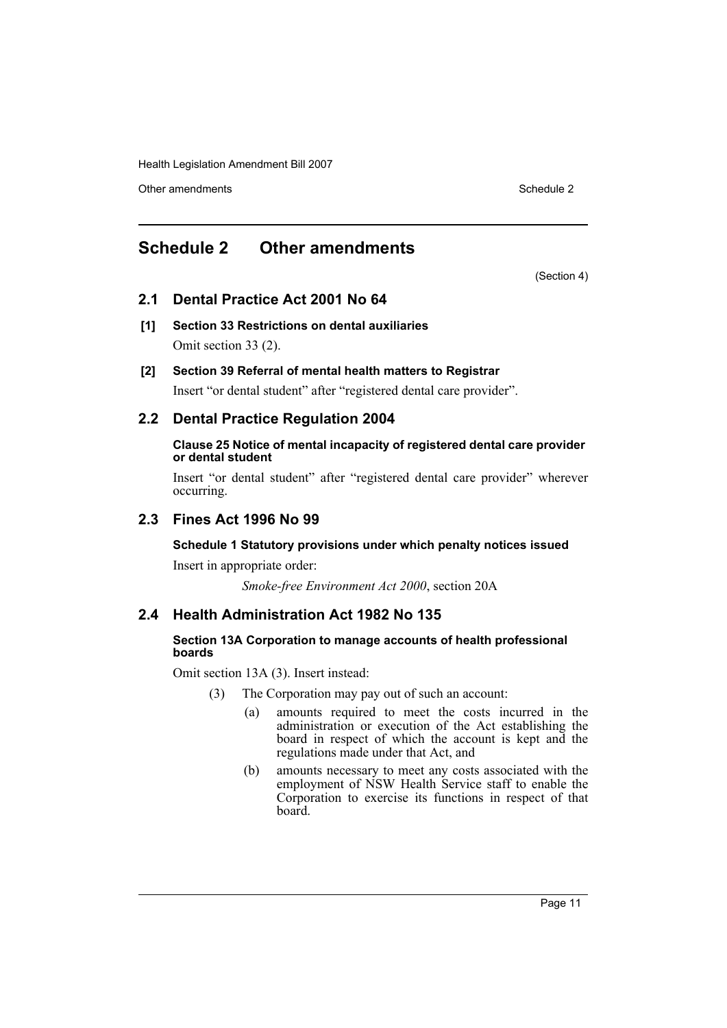# Schedule 2 Other amendments

(Section 4)

## 2.1 Dental Practice Act 2001 No 64

**[1] Section 33 Restrictions on dental auxiliaries**

Omit section 33 (2).

**[2] Section 39 Referral of mental health matters to Registrar**

Insert "or dental student" after "registered dental care provider".

## 2.2 Dental Practice Regulation 2004

**Clause 25 Notice of mental incapacity of registered dental care provider or dental student**

Insert "or dental student" after "registered dental care provider" wherever occurring.

## 2.3 Fines Act 1996 No 99

**Schedule 1 Statutory provisions under which penalty notices issued**

Insert in appropriate order:

*Smoke-free Environment Act 2000*, section 20A

## 2.4 Health Administration Act 1982 No 135

**Section 13A Corporation to manage accounts of health professional boards**

Omit section 13A (3). Insert instead:

(3) The Corporation may pay out of such an account:

- (a) amounts required to meet the costs incurred in the administration or execution of the Act establishing the board in respect of which the account is kept and the regulations made under that Act, and
- (b) amounts necessary to meet any costs associated with the employment of NSW Health Service staff to enable the Corporation to exercise its functions in respect of that board.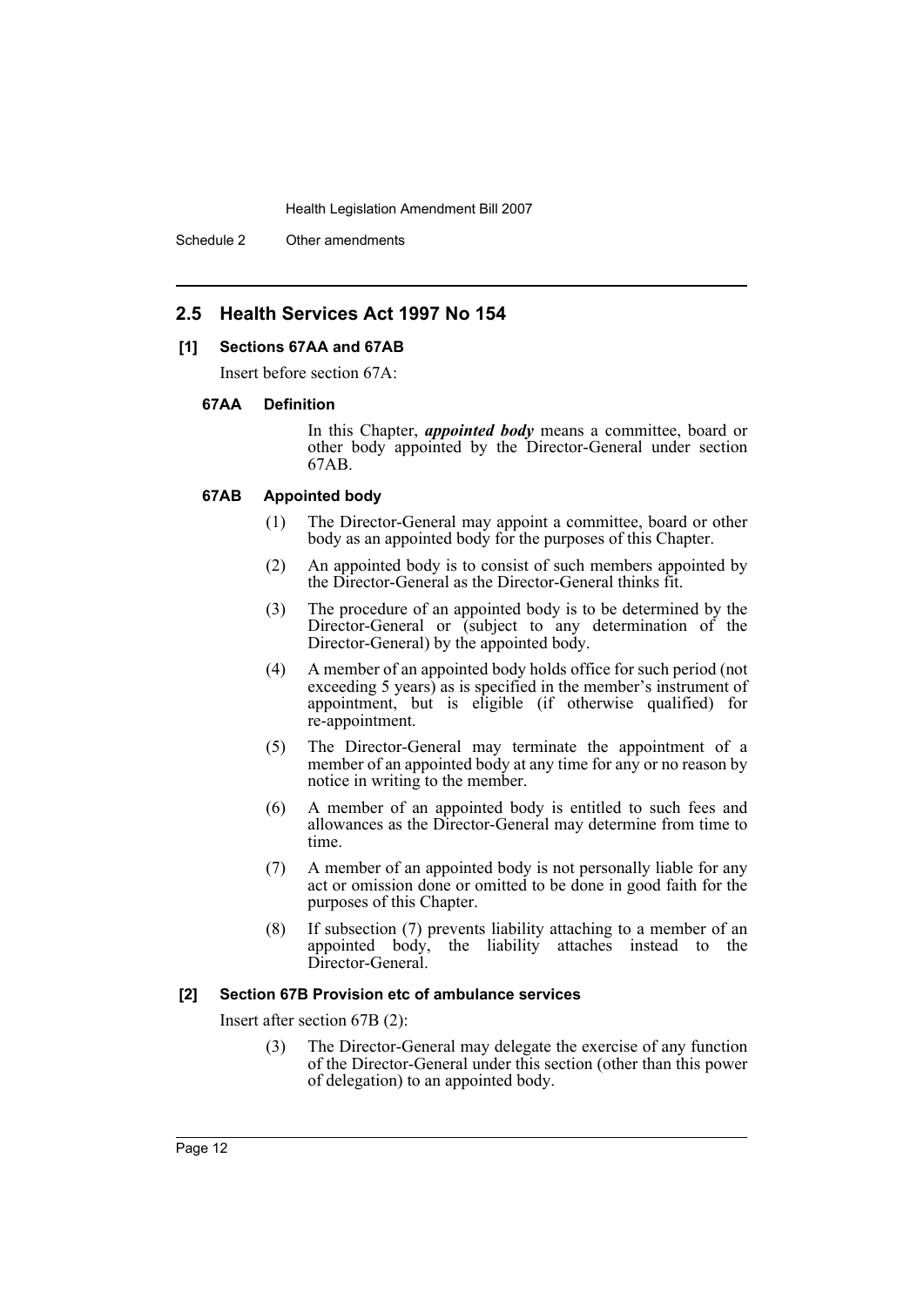## 2.5 Health Services Act 1997 No 154

### [1] Sections 67AA and 67AB

Insert before section 67A:

#### 67AA Definition

In this Chapter, ***appointed body*** means a committee, board or other body appointed by the Director-General under section 67AB.

#### 67AB Appointed body

(1) The Director-General may appoint a committee, board or other body as an appointed body for the purposes of this Chapter.

(2) An appointed body is to consist of such members appointed by the Director-General as the Director-General thinks fit.

(3) The procedure of an appointed body is to be determined by the Director-General or (subject to any determination of the Director-General) by the appointed body.

(4) A member of an appointed body holds office for such period (not exceeding 5 years) as is specified in the member's instrument of appointment, but is eligible (if otherwise qualified) for re-appointment.

(5) The Director-General may terminate the appointment of a member of an appointed body at any time for any or no reason by notice in writing to the member.

(6) A member of an appointed body is entitled to such fees and allowances as the Director-General may determine from time to time.

(7) A member of an appointed body is not personally liable for any act or omission done or omitted to be done in good faith for the purposes of this Chapter.

(8) If subsection (7) prevents liability attaching to a member of an appointed body, the liability attaches instead to the Director-General.

### [2] Section 67B Provision etc of ambulance services

Insert after section 67B (2):

(3) The Director-General may delegate the exercise of any function of the Director-General under this section (other than this power of delegation) to an appointed body.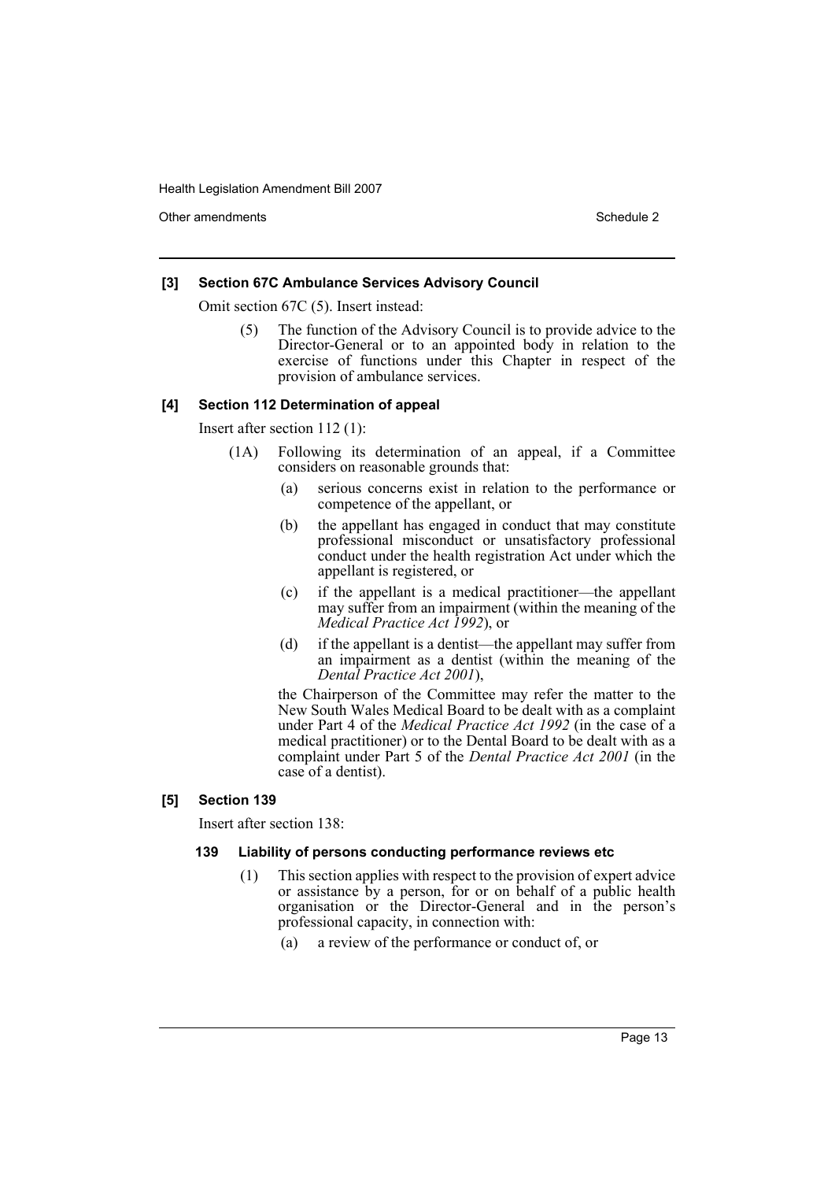### [3] Section 67C Ambulance Services Advisory Council

Omit section 67C (5). Insert instead:

> (5) The function of the Advisory Council is to provide advice to the Director-General or to an appointed body in relation to the exercise of functions under this Chapter in respect of the provision of ambulance services.

### [4] Section 112 Determination of appeal

Insert after section 112 (1):

> (1A) Following its determination of an appeal, if a Committee considers on reasonable grounds that:
>
> (a) serious concerns exist in relation to the performance or competence of the appellant, or
>
> (b) the appellant has engaged in conduct that may constitute professional misconduct or unsatisfactory professional conduct under the health registration Act under which the appellant is registered, or
>
> (c) if the appellant is a medical practitioner—the appellant may suffer from an impairment (within the meaning of the *Medical Practice Act 1992*), or
>
> (d) if the appellant is a dentist—the appellant may suffer from an impairment as a dentist (within the meaning of the *Dental Practice Act 2001*),
>
> the Chairperson of the Committee may refer the matter to the New South Wales Medical Board to be dealt with as a complaint under Part 4 of the *Medical Practice Act 1992* (in the case of a medical practitioner) or to the Dental Board to be dealt with as a complaint under Part 5 of the *Dental Practice Act 2001* (in the case of a dentist).

### [5] Section 139

Insert after section 138:

> **139 Liability of persons conducting performance reviews etc**
>
> (1) This section applies with respect to the provision of expert advice or assistance by a person, for or on behalf of a public health organisation or the Director-General and in the person's professional capacity, in connection with:
>
> (a) a review of the performance or conduct of, or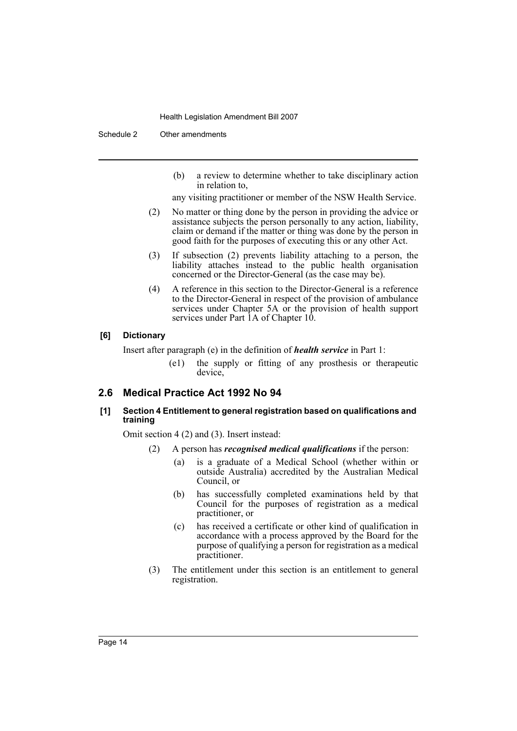(b) a review to determine whether to take disciplinary action in relation to,

any visiting practitioner or member of the NSW Health Service.

(2) No matter or thing done by the person in providing the advice or assistance subjects the person personally to any action, liability, claim or demand if the matter or thing was done by the person in good faith for the purposes of executing this or any other Act.

(3) If subsection (2) prevents liability attaching to a person, the liability attaches instead to the public health organisation concerned or the Director-General (as the case may be).

(4) A reference in this section to the Director-General is a reference to the Director-General in respect of the provision of ambulance services under Chapter 5A or the provision of health support services under Part 1A of Chapter 10.

#### [6] Dictionary

Insert after paragraph (e) in the definition of ***health service*** in Part 1:

(e1) the supply or fitting of any prosthesis or therapeutic device,

## 2.6 Medical Practice Act 1992 No 94

#### [1] Section 4 Entitlement to general registration based on qualifications and training

Omit section 4 (2) and (3). Insert instead:

(2) A person has ***recognised medical qualifications*** if the person:

(a) is a graduate of a Medical School (whether within or outside Australia) accredited by the Australian Medical Council, or

(b) has successfully completed examinations held by that Council for the purposes of registration as a medical practitioner, or

(c) has received a certificate or other kind of qualification in accordance with a process approved by the Board for the purpose of qualifying a person for registration as a medical practitioner.

(3) The entitlement under this section is an entitlement to general registration.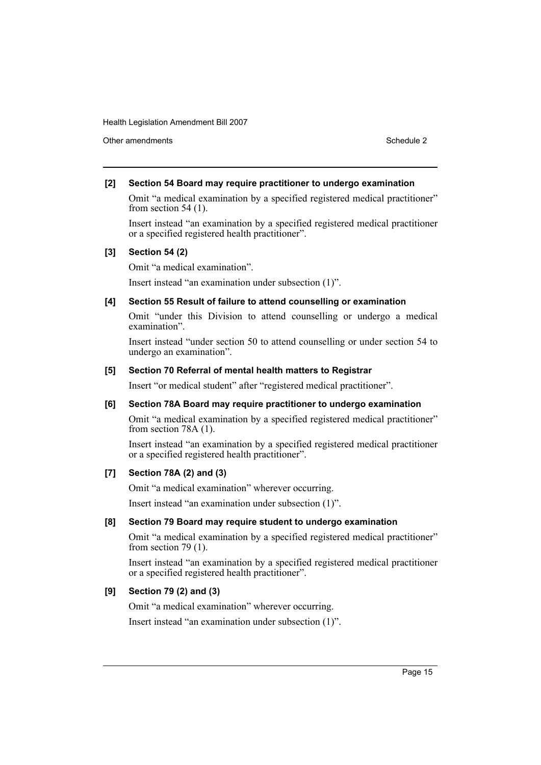**[2] Section 54 Board may require practitioner to undergo examination**

Omit "a medical examination by a specified registered medical practitioner" from section 54 (1).

Insert instead "an examination by a specified registered medical practitioner or a specified registered health practitioner".

**[3] Section 54 (2)**

Omit "a medical examination".

Insert instead "an examination under subsection (1)".

**[4] Section 55 Result of failure to attend counselling or examination**

Omit "under this Division to attend counselling or undergo a medical examination".

Insert instead "under section 50 to attend counselling or under section 54 to undergo an examination".

**[5] Section 70 Referral of mental health matters to Registrar**

Insert "or medical student" after "registered medical practitioner".

**[6] Section 78A Board may require practitioner to undergo examination**

Omit "a medical examination by a specified registered medical practitioner" from section 78A (1).

Insert instead "an examination by a specified registered medical practitioner or a specified registered health practitioner".

**[7] Section 78A (2) and (3)**

Omit "a medical examination" wherever occurring.

Insert instead "an examination under subsection (1)".

**[8] Section 79 Board may require student to undergo examination**

Omit "a medical examination by a specified registered medical practitioner" from section 79 (1).

Insert instead "an examination by a specified registered medical practitioner or a specified registered health practitioner".

**[9] Section 79 (2) and (3)**

Omit "a medical examination" wherever occurring.

Insert instead "an examination under subsection (1)".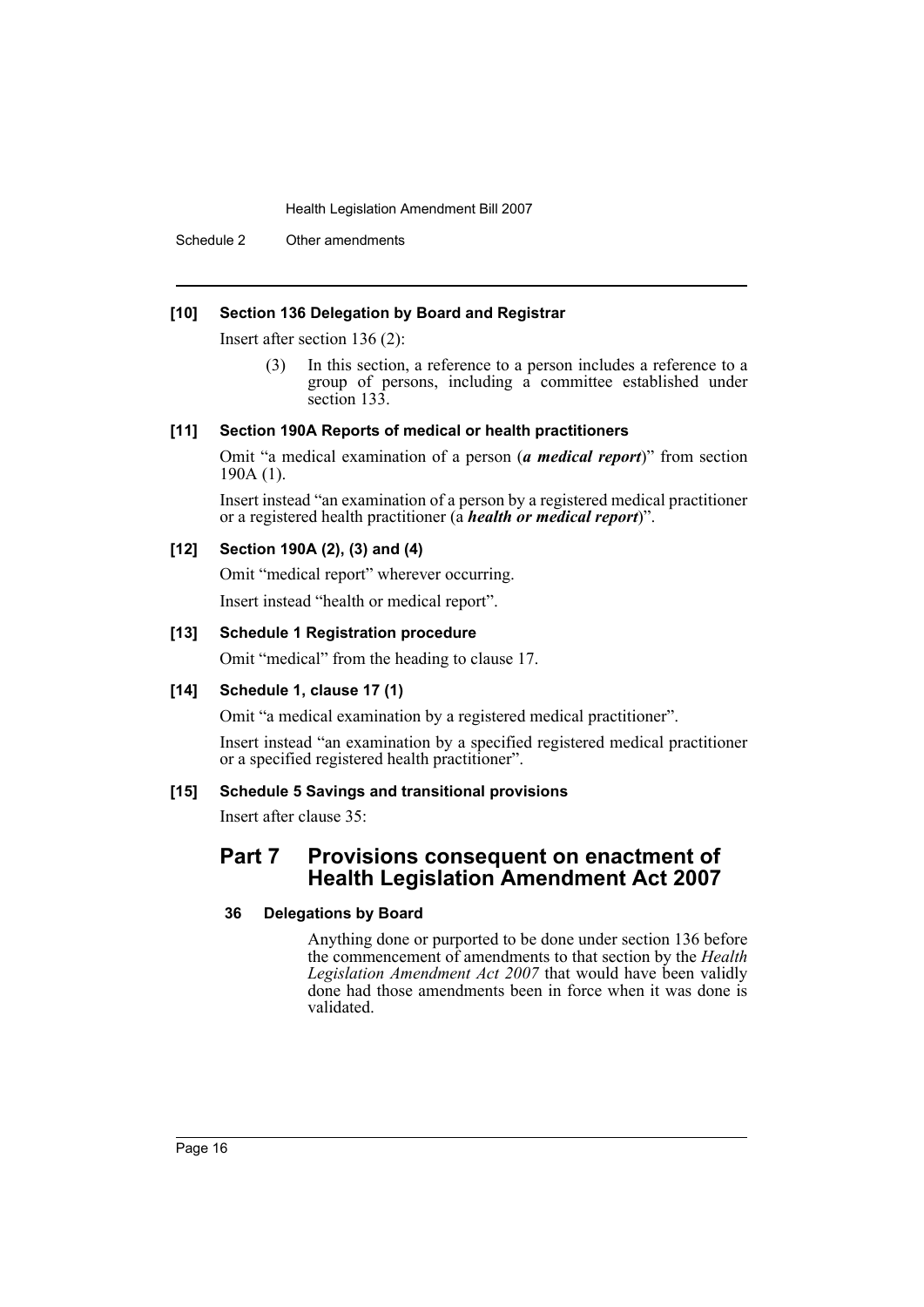#### [10] Section 136 Delegation by Board and Registrar

Insert after section 136 (2):

> (3) In this section, a reference to a person includes a reference to a group of persons, including a committee established under section 133.

#### [11] Section 190A Reports of medical or health practitioners

Omit "a medical examination of a person (***a medical report***)" from section 190A (1).

Insert instead "an examination of a person by a registered medical practitioner or a registered health practitioner (a ***health or medical report***)".

#### [12] Section 190A (2), (3) and (4)

Omit "medical report" wherever occurring.

Insert instead "health or medical report".

#### [13] Schedule 1 Registration procedure

Omit "medical" from the heading to clause 17.

#### [14] Schedule 1, clause 17 (1)

Omit "a medical examination by a registered medical practitioner".

Insert instead "an examination by a specified registered medical practitioner or a specified registered health practitioner".

#### [15] Schedule 5 Savings and transitional provisions

Insert after clause 35:

## Part 7 Provisions consequent on enactment of Health Legislation Amendment Act 2007

#### 36 Delegations by Board

Anything done or purported to be done under section 136 before the commencement of amendments to that section by the *Health Legislation Amendment Act 2007* that would have been validly done had those amendments been in force when it was done is validated.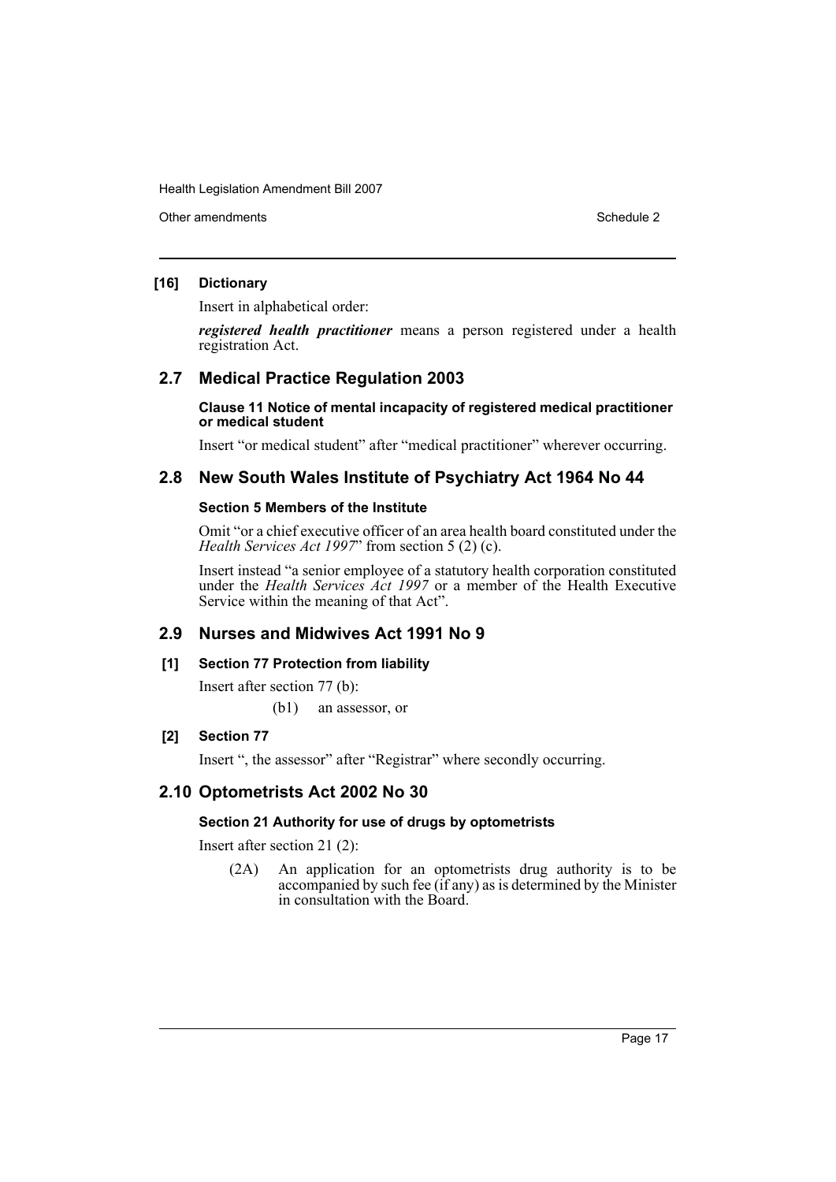### [16] Dictionary

Insert in alphabetical order:

***registered health practitioner*** means a person registered under a health registration Act.

## 2.7 Medical Practice Regulation 2003

#### Clause 11 Notice of mental incapacity of registered medical practitioner or medical student

Insert "or medical student" after "medical practitioner" wherever occurring.

## 2.8 New South Wales Institute of Psychiatry Act 1964 No 44

#### Section 5 Members of the Institute

Omit "or a chief executive officer of an area health board constituted under the *Health Services Act 1997*" from section 5 (2) (c).

Insert instead "a senior employee of a statutory health corporation constituted under the *Health Services Act 1997* or a member of the Health Executive Service within the meaning of that Act".

## 2.9 Nurses and Midwives Act 1991 No 9

### [1] Section 77 Protection from liability

Insert after section 77 (b):

(b1) an assessor, or

### [2] Section 77

Insert ", the assessor" after "Registrar" where secondly occurring.

## 2.10 Optometrists Act 2002 No 30

#### Section 21 Authority for use of drugs by optometrists

Insert after section 21 (2):

(2A) An application for an optometrists drug authority is to be accompanied by such fee (if any) as is determined by the Minister in consultation with the Board.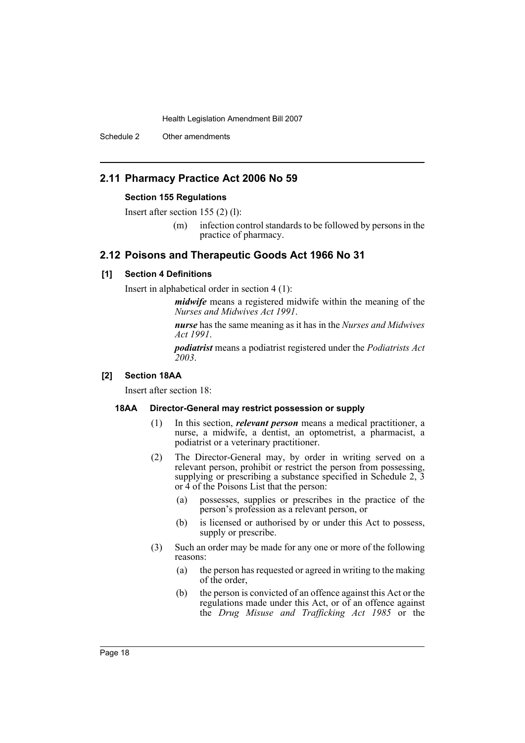## 2.11 Pharmacy Practice Act 2006 No 59

### Section 155 Regulations

Insert after section 155 (2) (l):

> (m) infection control standards to be followed by persons in the practice of pharmacy.

## 2.12 Poisons and Therapeutic Goods Act 1966 No 31

### [1] Section 4 Definitions

Insert in alphabetical order in section 4 (1):

> ***midwife*** means a registered midwife within the meaning of the *Nurses and Midwives Act 1991*.
>
> ***nurse*** has the same meaning as it has in the *Nurses and Midwives Act 1991*.
>
> ***podiatrist*** means a podiatrist registered under the *Podiatrists Act 2003*.

### [2] Section 18AA

Insert after section 18:

#### 18AA Director-General may restrict possession or supply

(1) In this section, ***relevant person*** means a medical practitioner, a nurse, a midwife, a dentist, an optometrist, a pharmacist, a podiatrist or a veterinary practitioner.

(2) The Director-General may, by order in writing served on a relevant person, prohibit or restrict the person from possessing, supplying or prescribing a substance specified in Schedule 2, 3 or 4 of the Poisons List that the person:

- (a) possesses, supplies or prescribes in the practice of the person's profession as a relevant person, or
- (b) is licensed or authorised by or under this Act to possess, supply or prescribe.

(3) Such an order may be made for any one or more of the following reasons:

- (a) the person has requested or agreed in writing to the making of the order,
- (b) the person is convicted of an offence against this Act or the regulations made under this Act, or of an offence against the *Drug Misuse and Trafficking Act 1985* or the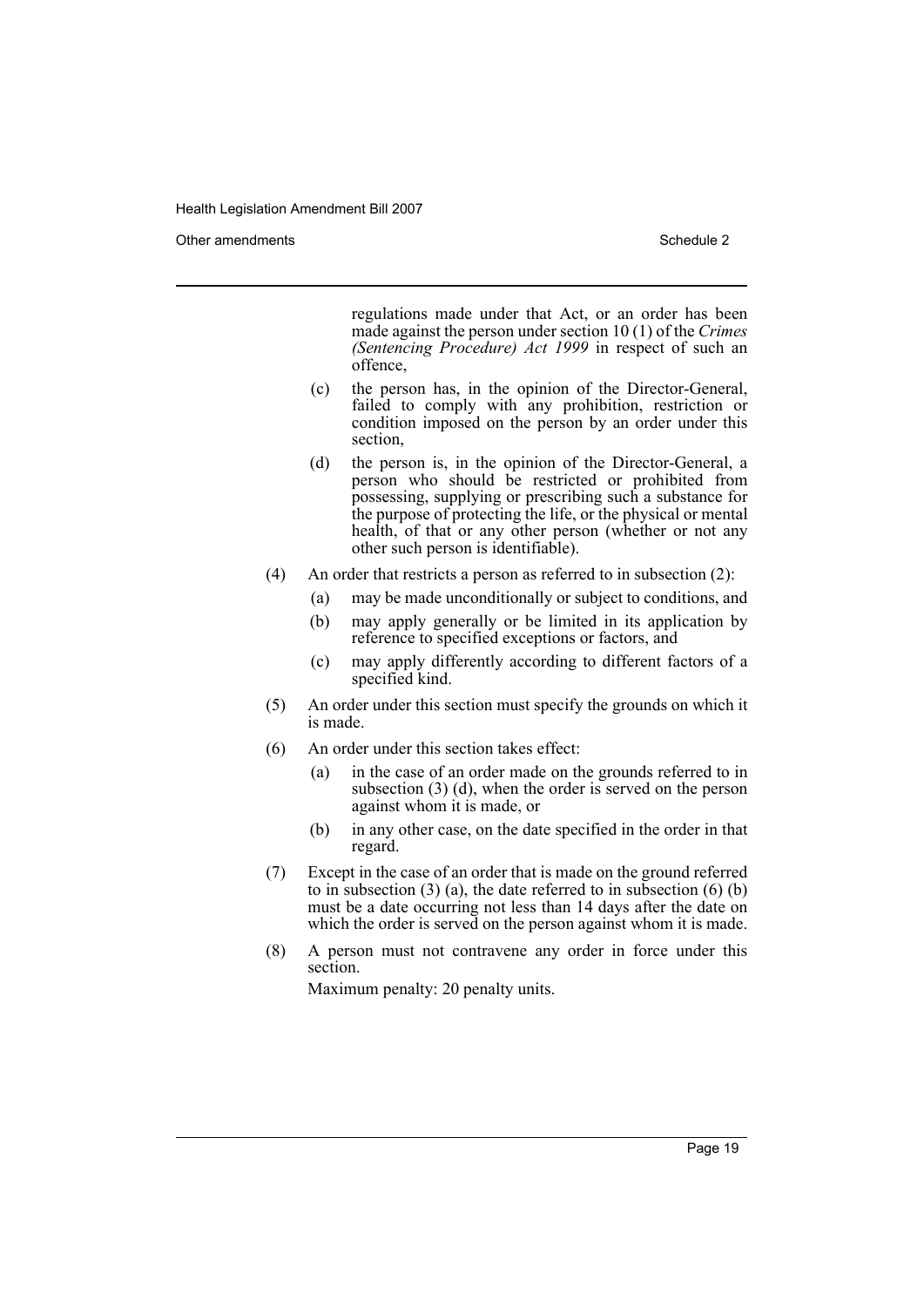regulations made under that Act, or an order has been made against the person under section 10 (1) of the *Crimes (Sentencing Procedure) Act 1999* in respect of such an offence,

(c) the person has, in the opinion of the Director-General, failed to comply with any prohibition, restriction or condition imposed on the person by an order under this section,

(d) the person is, in the opinion of the Director-General, a person who should be restricted or prohibited from possessing, supplying or prescribing such a substance for the purpose of protecting the life, or the physical or mental health, of that or any other person (whether or not any other such person is identifiable).

(4) An order that restricts a person as referred to in subsection (2):

(a) may be made unconditionally or subject to conditions, and

(b) may apply generally or be limited in its application by reference to specified exceptions or factors, and

(c) may apply differently according to different factors of a specified kind.

(5) An order under this section must specify the grounds on which it is made.

(6) An order under this section takes effect:

(a) in the case of an order made on the grounds referred to in subsection (3) (d), when the order is served on the person against whom it is made, or

(b) in any other case, on the date specified in the order in that regard.

(7) Except in the case of an order that is made on the ground referred to in subsection (3) (a), the date referred to in subsection (6) (b) must be a date occurring not less than 14 days after the date on which the order is served on the person against whom it is made.

(8) A person must not contravene any order in force under this section.

Maximum penalty: 20 penalty units.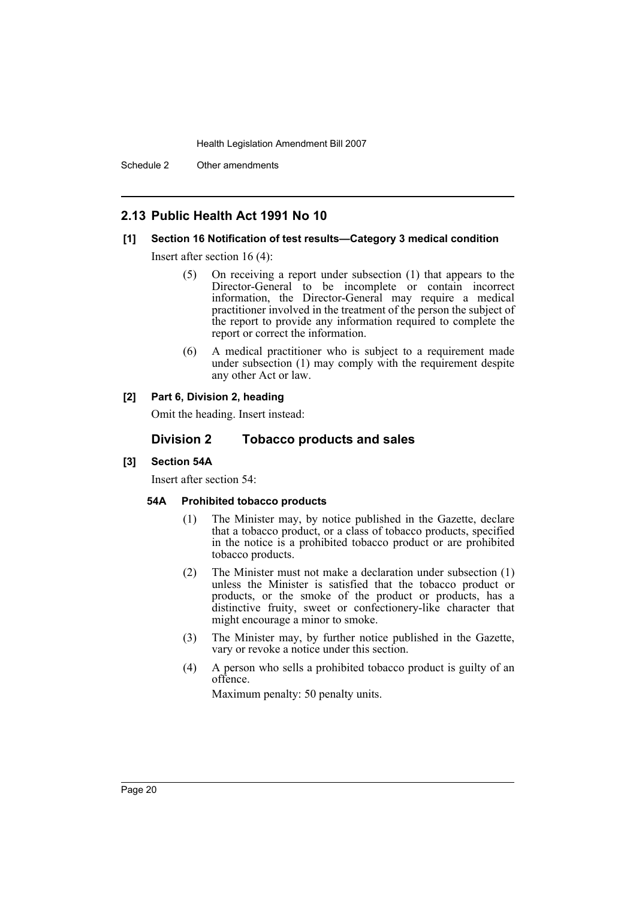## 2.13 Public Health Act 1991 No 10

**[1] Section 16 Notification of test results—Category 3 medical condition**

Insert after section 16 (4):

> (5) On receiving a report under subsection (1) that appears to the Director-General to be incomplete or contain incorrect information, the Director-General may require a medical practitioner involved in the treatment of the person the subject of the report to provide any information required to complete the report or correct the information.
>
> (6) A medical practitioner who is subject to a requirement made under subsection (1) may comply with the requirement despite any other Act or law.

**[2] Part 6, Division 2, heading**

Omit the heading. Insert instead:

### Division 2 Tobacco products and sales

**[3] Section 54A**

Insert after section 54:

**54A Prohibited tobacco products**

> (1) The Minister may, by notice published in the Gazette, declare that a tobacco product, or a class of tobacco products, specified in the notice is a prohibited tobacco product or are prohibited tobacco products.
>
> (2) The Minister must not make a declaration under subsection (1) unless the Minister is satisfied that the tobacco product or products, or the smoke of the product or products, has a distinctive fruity, sweet or confectionery-like character that might encourage a minor to smoke.
>
> (3) The Minister may, by further notice published in the Gazette, vary or revoke a notice under this section.
>
> (4) A person who sells a prohibited tobacco product is guilty of an offence.
>
> Maximum penalty: 50 penalty units.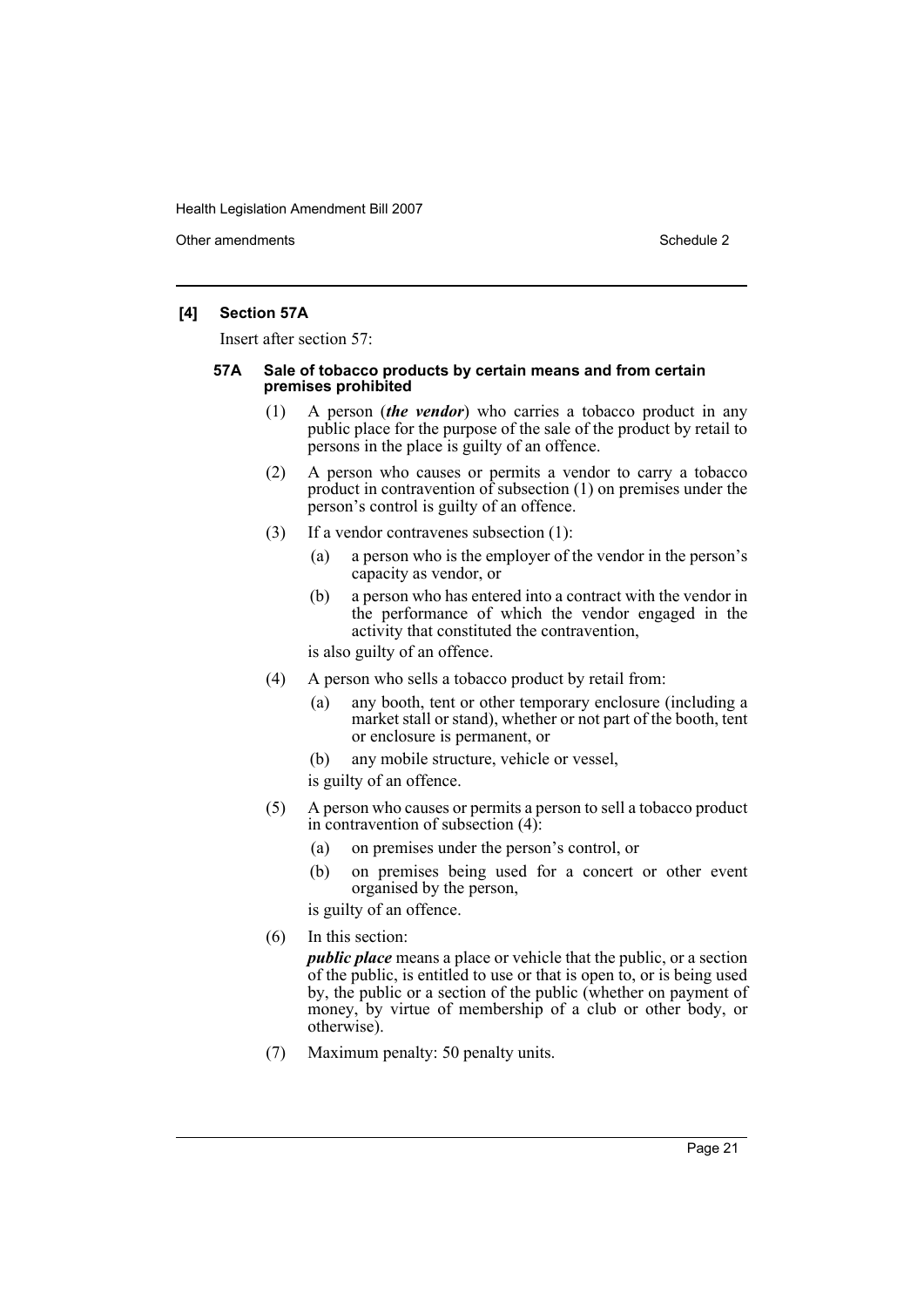## [4] Section 57A

Insert after section 57:

### 57A Sale of tobacco products by certain means and from certain premises prohibited

(1) A person (***the vendor***) who carries a tobacco product in any public place for the purpose of the sale of the product by retail to persons in the place is guilty of an offence.

(2) A person who causes or permits a vendor to carry a tobacco product in contravention of subsection (1) on premises under the person's control is guilty of an offence.

(3) If a vendor contravenes subsection (1):

- (a) a person who is the employer of the vendor in the person's capacity as vendor, or
- (b) a person who has entered into a contract with the vendor in the performance of which the vendor engaged in the activity that constituted the contravention,

is also guilty of an offence.

(4) A person who sells a tobacco product by retail from:

- (a) any booth, tent or other temporary enclosure (including a market stall or stand), whether or not part of the booth, tent or enclosure is permanent, or
- (b) any mobile structure, vehicle or vessel,

is guilty of an offence.

(5) A person who causes or permits a person to sell a tobacco product in contravention of subsection (4):

- (a) on premises under the person's control, or
- (b) on premises being used for a concert or other event organised by the person,

is guilty of an offence.

(6) In this section:

***public place*** means a place or vehicle that the public, or a section of the public, is entitled to use or that is open to, or is being used by, the public or a section of the public (whether on payment of money, by virtue of membership of a club or other body, or otherwise).

(7) Maximum penalty: 50 penalty units.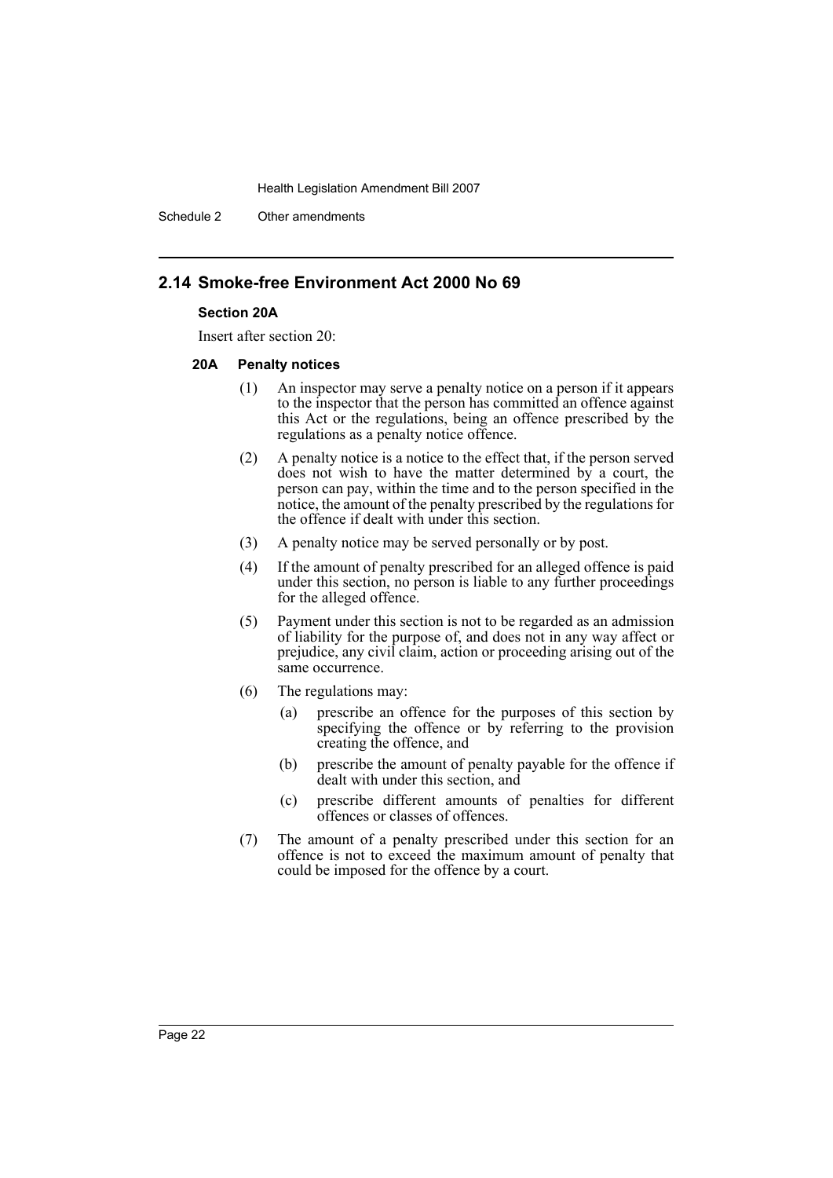## 2.14 Smoke-free Environment Act 2000 No 69

**Section 20A**

Insert after section 20:

**20A Penalty notices**

(1) An inspector may serve a penalty notice on a person if it appears to the inspector that the person has committed an offence against this Act or the regulations, being an offence prescribed by the regulations as a penalty notice offence.

(2) A penalty notice is a notice to the effect that, if the person served does not wish to have the matter determined by a court, the person can pay, within the time and to the person specified in the notice, the amount of the penalty prescribed by the regulations for the offence if dealt with under this section.

(3) A penalty notice may be served personally or by post.

(4) If the amount of penalty prescribed for an alleged offence is paid under this section, no person is liable to any further proceedings for the alleged offence.

(5) Payment under this section is not to be regarded as an admission of liability for the purpose of, and does not in any way affect or prejudice, any civil claim, action or proceeding arising out of the same occurrence.

(6) The regulations may:

(a) prescribe an offence for the purposes of this section by specifying the offence or by referring to the provision creating the offence, and

(b) prescribe the amount of penalty payable for the offence if dealt with under this section, and

(c) prescribe different amounts of penalties for different offences or classes of offences.

(7) The amount of a penalty prescribed under this section for an offence is not to exceed the maximum amount of penalty that could be imposed for the offence by a court.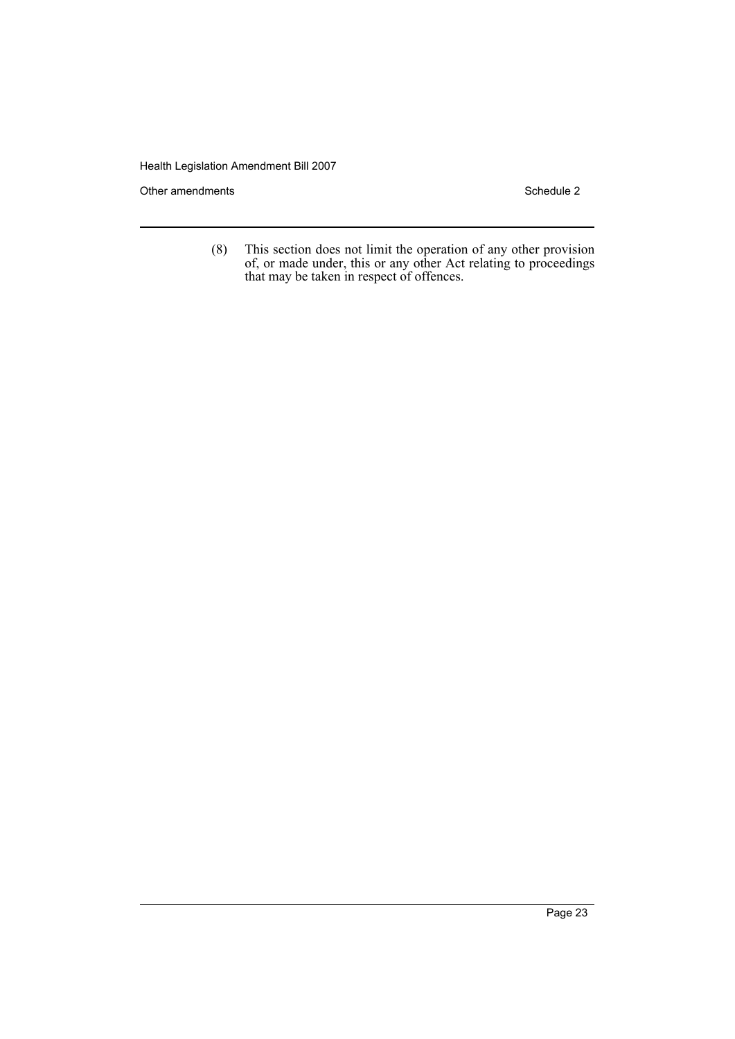(8) This section does not limit the operation of any other provision of, or made under, this or any other Act relating to proceedings that may be taken in respect of offences.